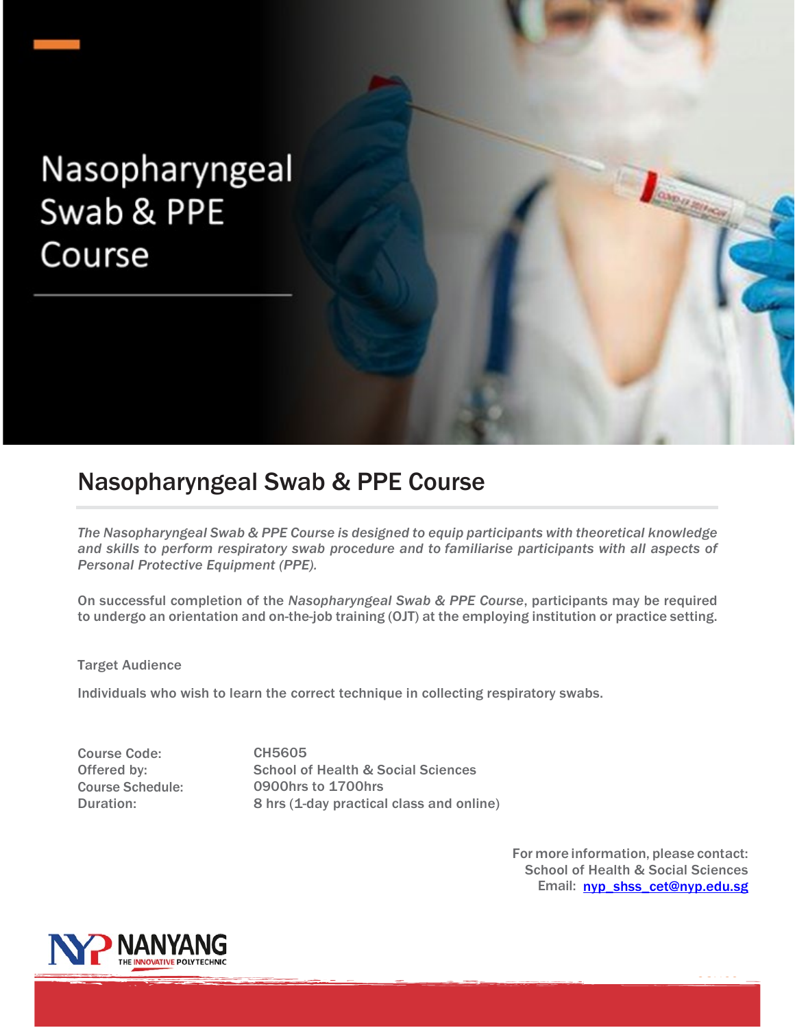# Nasopharyngeal Swab & PPE Course

## Nasopharyngeal Swab & PPE Course

*The Nasopharyngeal Swab & PPE Course is designed to equip participants with theoretical knowledge and skills to perform respiratory swab procedure and to familiarise participants with all aspects of Personal Protective Equipment (PPE).*

On successful completion of the *Nasopharyngeal Swab & PPE Course*, participants may be required to undergo an orientation and on-the-job training (OJT) at the employing institution or practice setting.

Target Audience

Individuals who wish to learn the correct technique in collecting respiratory swabs.

| | |
|---|---|
| Course Code: | CH5605 |
| Offered by: | School of Health & Social Sciences |
| Course Schedule: | 0900hrs to 1700hrs |
| Duration: | 8 hrs (1-day practical class and online) |

For more information, please contact:
School of Health & Social Sciences
Email: nyp_shss_cet@nyp.edu.sg

NANYANG THE INNOVATIVE POLYTECHNIC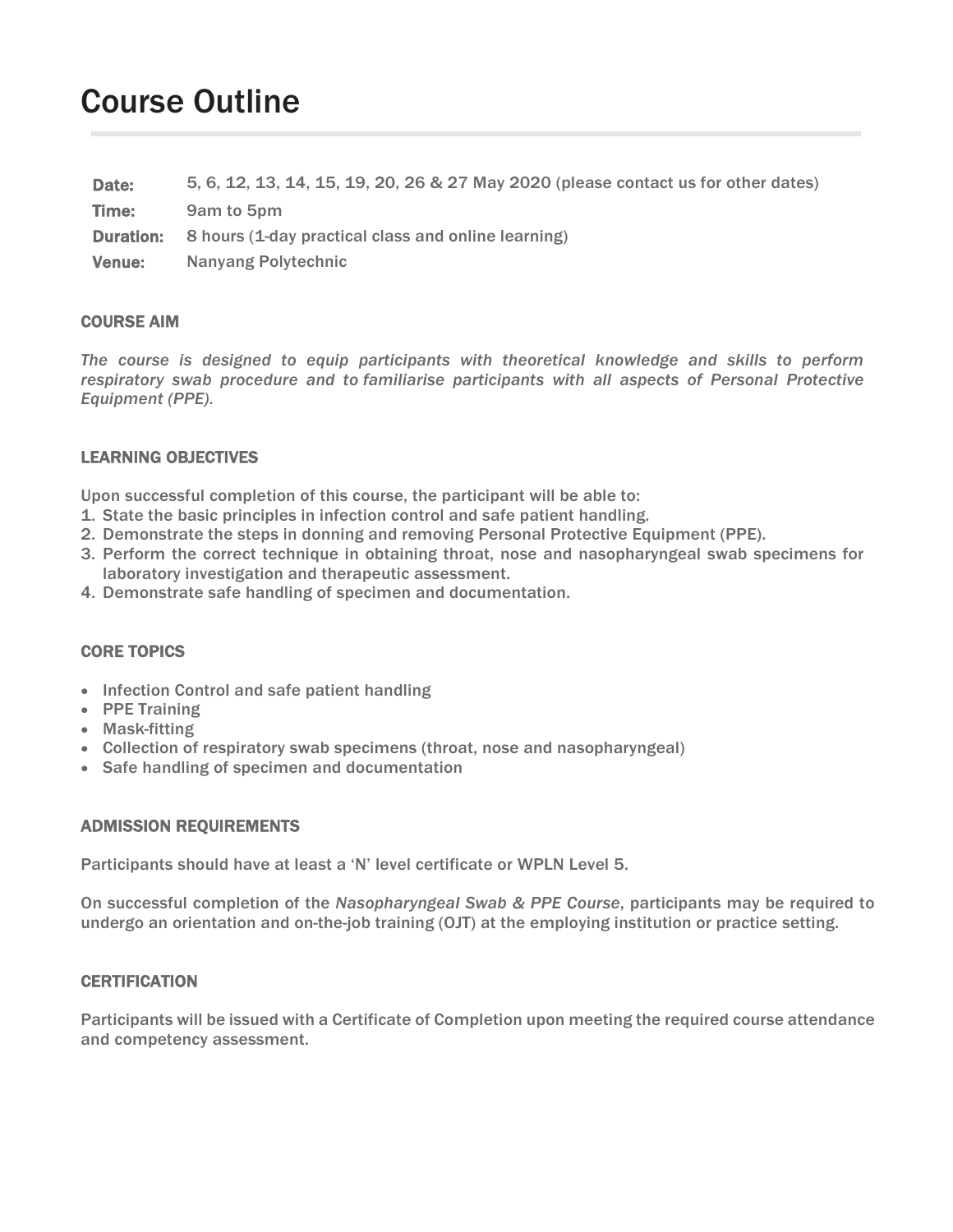# Course Outline

| | |
|---|---|
| **Date:** | 5, 6, 12, 13, 14, 15, 19, 20, 26 & 27 May 2020 (please contact us for other dates) |
| **Time:** | 9am to 5pm |
| **Duration:** | 8 hours (1-day practical class and online learning) |
| **Venue:** | Nanyang Polytechnic |

## COURSE AIM

*The course is designed to equip participants with theoretical knowledge and skills to perform respiratory swab procedure and to familiarise participants with all aspects of Personal Protective Equipment (PPE).*

## LEARNING OBJECTIVES

Upon successful completion of this course, the participant will be able to:

1. State the basic principles in infection control and safe patient handling.
2. Demonstrate the steps in donning and removing Personal Protective Equipment (PPE).
3. Perform the correct technique in obtaining throat, nose and nasopharyngeal swab specimens for laboratory investigation and therapeutic assessment.
4. Demonstrate safe handling of specimen and documentation.

## CORE TOPICS

- Infection Control and safe patient handling
- PPE Training
- Mask-fitting
- Collection of respiratory swab specimens (throat, nose and nasopharyngeal)
- Safe handling of specimen and documentation

## ADMISSION REQUIREMENTS

Participants should have at least a 'N' level certificate or WPLN Level 5.

On successful completion of the *Nasopharyngeal Swab & PPE Course*, participants may be required to undergo an orientation and on-the-job training (OJT) at the employing institution or practice setting.

## CERTIFICATION

Participants will be issued with a Certificate of Completion upon meeting the required course attendance and competency assessment.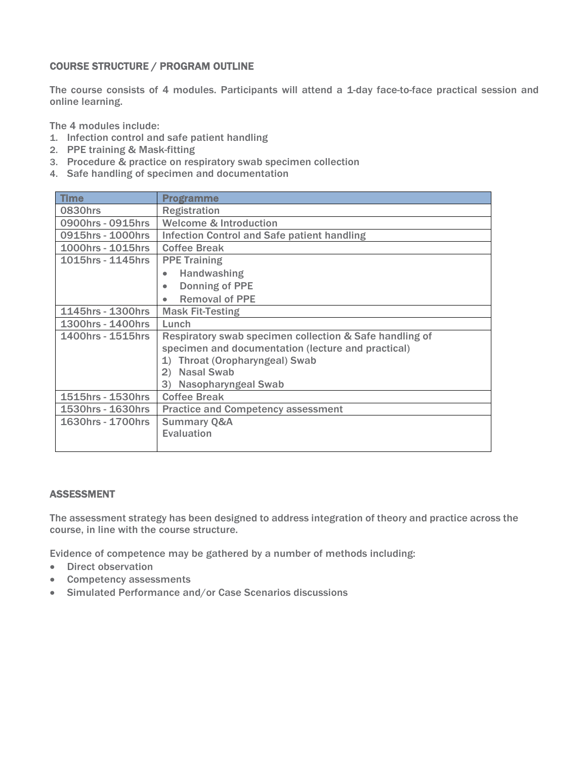## COURSE STRUCTURE / PROGRAM OUTLINE

The course consists of 4 modules. Participants will attend a 1-day face-to-face practical session and online learning.

The 4 modules include:

1. Infection control and safe patient handling
2. PPE training & Mask-fitting
3. Procedure & practice on respiratory swab specimen collection
4. Safe handling of specimen and documentation

| Time | Programme |
|---|---|
| 0830hrs | Registration |
| 0900hrs - 0915hrs | Welcome & Introduction |
| 0915hrs - 1000hrs | Infection Control and Safe patient handling |
| 1000hrs - 1015hrs | Coffee Break |
| 1015hrs - 1145hrs | PPE Training<br>• Handwashing<br>• Donning of PPE<br>• Removal of PPE |
| 1145hrs - 1300hrs | Mask Fit-Testing |
| 1300hrs - 1400hrs | Lunch |
| 1400hrs - 1515hrs | Respiratory swab specimen collection & Safe handling of specimen and documentation (lecture and practical)<br>1) Throat (Oropharyngeal) Swab<br>2) Nasal Swab<br>3) Nasopharyngeal Swab |
| 1515hrs - 1530hrs | Coffee Break |
| 1530hrs - 1630hrs | Practice and Competency assessment |
| 1630hrs - 1700hrs | Summary Q&A<br>Evaluation |

## ASSESSMENT

The assessment strategy has been designed to address integration of theory and practice across the course, in line with the course structure.

Evidence of competence may be gathered by a number of methods including:

- Direct observation
- Competency assessments
- Simulated Performance and/or Case Scenarios discussions